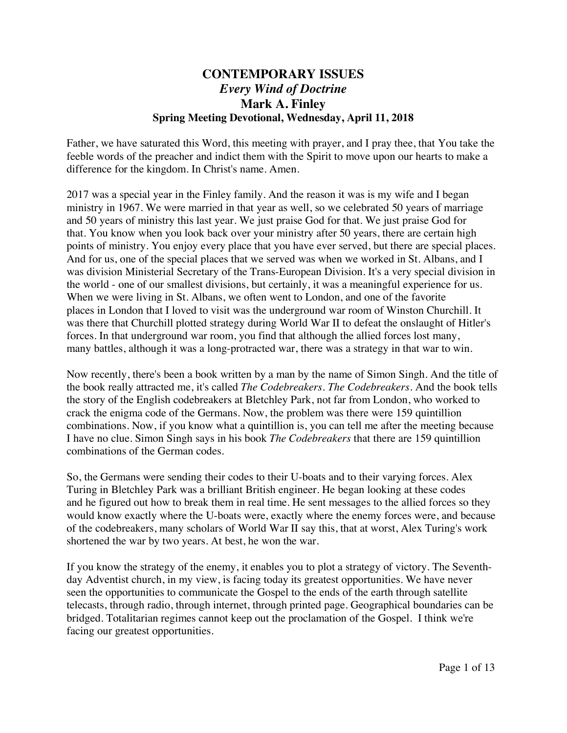# CONTEMPORARY ISSUES

## *Every Wind of Doctrine*

## Mark A. Finley

### Spring Meeting Devotional, Wednesday, April 11, 2018

Father, we have saturated this Word, this meeting with prayer, and I pray thee, that You take the feeble words of the preacher and indict them with the Spirit to move upon our hearts to make a difference for the kingdom. In Christ's name. Amen.

2017 was a special year in the Finley family. And the reason it was is my wife and I began ministry in 1967. We were married in that year as well, so we celebrated 50 years of marriage and 50 years of ministry this last year. We just praise God for that. We just praise God for that. You know when you look back over your ministry after 50 years, there are certain high points of ministry. You enjoy every place that you have ever served, but there are special places. And for us, one of the special places that we served was when we worked in St. Albans, and I was division Ministerial Secretary of the Trans-European Division. It's a very special division in the world - one of our smallest divisions, but certainly, it was a meaningful experience for us. When we were living in St. Albans, we often went to London, and one of the favorite places in London that I loved to visit was the underground war room of Winston Churchill. It was there that Churchill plotted strategy during World War II to defeat the onslaught of Hitler's forces. In that underground war room, you find that although the allied forces lost many, many battles, although it was a long-protracted war, there was a strategy in that war to win.

Now recently, there's been a book written by a man by the name of Simon Singh. And the title of the book really attracted me, it's called *The Codebreakers*. *The Codebreakers*. And the book tells the story of the English codebreakers at Bletchley Park, not far from London, who worked to crack the enigma code of the Germans. Now, the problem was there were 159 quintillion combinations. Now, if you know what a quintillion is, you can tell me after the meeting because I have no clue. Simon Singh says in his book *The Codebreakers* that there are 159 quintillion combinations of the German codes.

So, the Germans were sending their codes to their U-boats and to their varying forces. Alex Turing in Bletchley Park was a brilliant British engineer. He began looking at these codes and he figured out how to break them in real time. He sent messages to the allied forces so they would know exactly where the U-boats were, exactly where the enemy forces were, and because of the codebreakers, many scholars of World War II say this, that at worst, Alex Turing's work shortened the war by two years. At best, he won the war.

If you know the strategy of the enemy, it enables you to plot a strategy of victory. The Seventh-day Adventist church, in my view, is facing today its greatest opportunities. We have never seen the opportunities to communicate the Gospel to the ends of the earth through satellite telecasts, through radio, through internet, through printed page. Geographical boundaries can be bridged. Totalitarian regimes cannot keep out the proclamation of the Gospel. I think we're facing our greatest opportunities.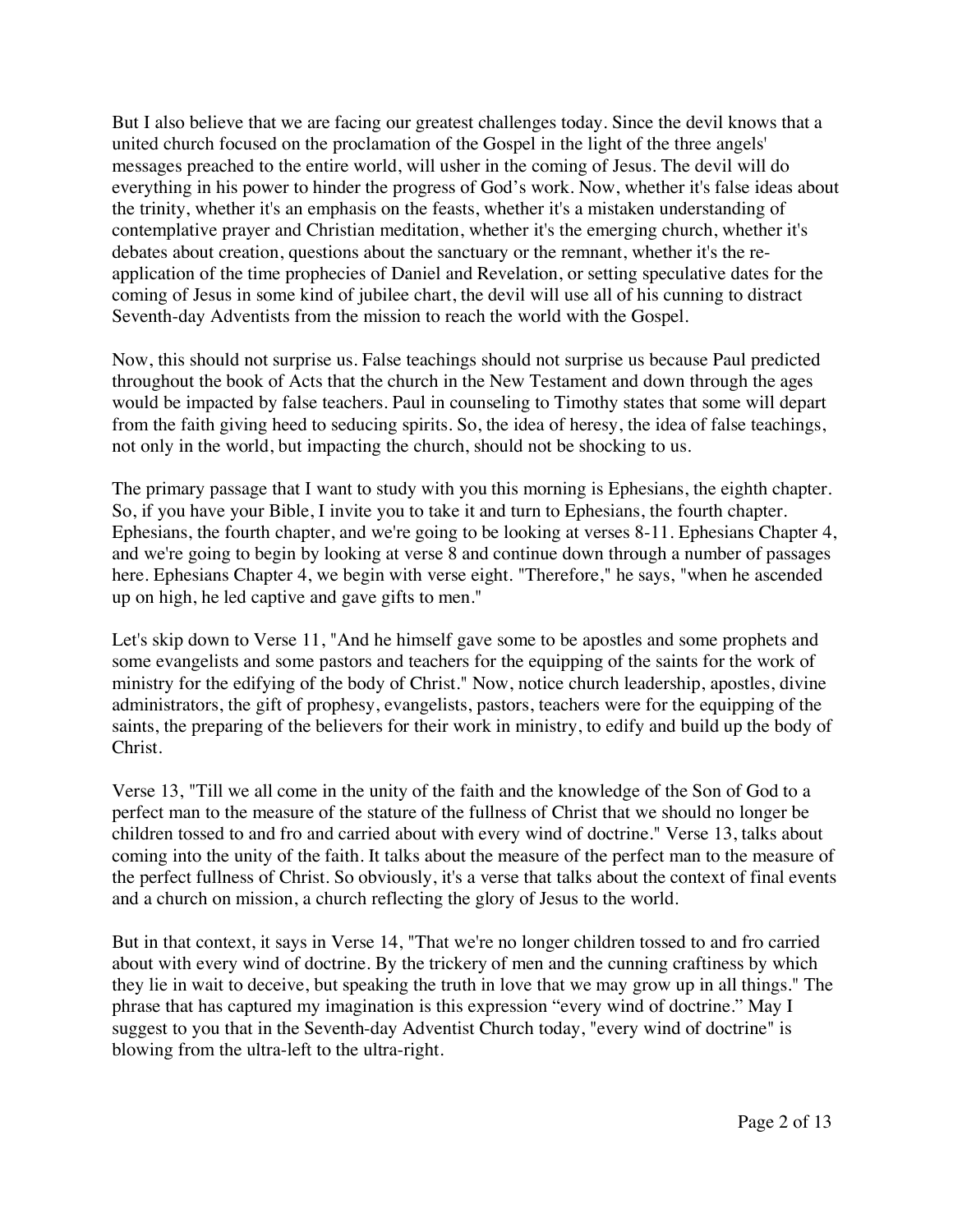But I also believe that we are facing our greatest challenges today. Since the devil knows that a united church focused on the proclamation of the Gospel in the light of the three angels' messages preached to the entire world, will usher in the coming of Jesus. The devil will do everything in his power to hinder the progress of God's work. Now, whether it's false ideas about the trinity, whether it's an emphasis on the feasts, whether it's a mistaken understanding of contemplative prayer and Christian meditation, whether it's the emerging church, whether it's debates about creation, questions about the sanctuary or the remnant, whether it's the re-application of the time prophecies of Daniel and Revelation, or setting speculative dates for the coming of Jesus in some kind of jubilee chart, the devil will use all of his cunning to distract Seventh-day Adventists from the mission to reach the world with the Gospel.

Now, this should not surprise us. False teachings should not surprise us because Paul predicted throughout the book of Acts that the church in the New Testament and down through the ages would be impacted by false teachers. Paul in counseling to Timothy states that some will depart from the faith giving heed to seducing spirits. So, the idea of heresy, the idea of false teachings, not only in the world, but impacting the church, should not be shocking to us.

The primary passage that I want to study with you this morning is Ephesians, the eighth chapter. So, if you have your Bible, I invite you to take it and turn to Ephesians, the fourth chapter. Ephesians, the fourth chapter, and we're going to be looking at verses 8-11. Ephesians Chapter 4, and we're going to begin by looking at verse 8 and continue down through a number of passages here. Ephesians Chapter 4, we begin with verse eight. "Therefore," he says, "when he ascended up on high, he led captive and gave gifts to men."

Let's skip down to Verse 11, "And he himself gave some to be apostles and some prophets and some evangelists and some pastors and teachers for the equipping of the saints for the work of ministry for the edifying of the body of Christ." Now, notice church leadership, apostles, divine administrators, the gift of prophesy, evangelists, pastors, teachers were for the equipping of the saints, the preparing of the believers for their work in ministry, to edify and build up the body of Christ.

Verse 13, "Till we all come in the unity of the faith and the knowledge of the Son of God to a perfect man to the measure of the stature of the fullness of Christ that we should no longer be children tossed to and fro and carried about with every wind of doctrine." Verse 13, talks about coming into the unity of the faith. It talks about the measure of the perfect man to the measure of the perfect fullness of Christ. So obviously, it's a verse that talks about the context of final events and a church on mission, a church reflecting the glory of Jesus to the world.

But in that context, it says in Verse 14, "That we're no longer children tossed to and fro carried about with every wind of doctrine. By the trickery of men and the cunning craftiness by which they lie in wait to deceive, but speaking the truth in love that we may grow up in all things." The phrase that has captured my imagination is this expression "every wind of doctrine." May I suggest to you that in the Seventh-day Adventist Church today, "every wind of doctrine" is blowing from the ultra-left to the ultra-right.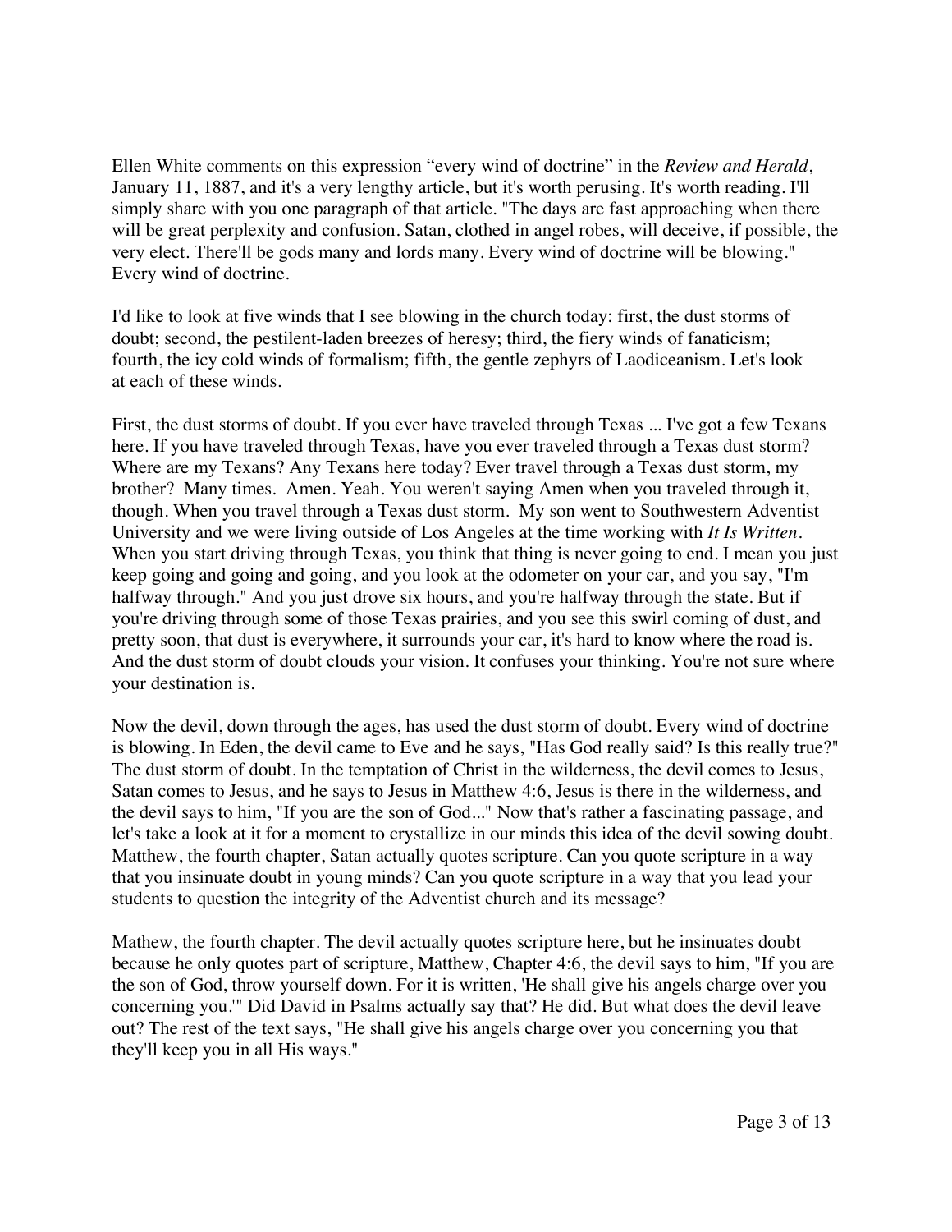Ellen White comments on this expression “every wind of doctrine” in the *Review and Herald*, January 11, 1887, and it's a very lengthy article, but it's worth perusing. It's worth reading. I'll simply share with you one paragraph of that article. "The days are fast approaching when there will be great perplexity and confusion. Satan, clothed in angel robes, will deceive, if possible, the very elect. There'll be gods many and lords many. Every wind of doctrine will be blowing." Every wind of doctrine.

I'd like to look at five winds that I see blowing in the church today: first, the dust storms of doubt; second, the pestilent-laden breezes of heresy; third, the fiery winds of fanaticism; fourth, the icy cold winds of formalism; fifth, the gentle zephyrs of Laodiceanism. Let's look at each of these winds.

First, the dust storms of doubt. If you ever have traveled through Texas ... I've got a few Texans here. If you have traveled through Texas, have you ever traveled through a Texas dust storm? Where are my Texans? Any Texans here today? Ever travel through a Texas dust storm, my brother? Many times. Amen. Yeah. You weren't saying Amen when you traveled through it, though. When you travel through a Texas dust storm. My son went to Southwestern Adventist University and we were living outside of Los Angeles at the time working with *It Is Written*. When you start driving through Texas, you think that thing is never going to end. I mean you just keep going and going and going, and you look at the odometer on your car, and you say, "I'm halfway through." And you just drove six hours, and you're halfway through the state. But if you're driving through some of those Texas prairies, and you see this swirl coming of dust, and pretty soon, that dust is everywhere, it surrounds your car, it's hard to know where the road is. And the dust storm of doubt clouds your vision. It confuses your thinking. You're not sure where your destination is.

Now the devil, down through the ages, has used the dust storm of doubt. Every wind of doctrine is blowing. In Eden, the devil came to Eve and he says, "Has God really said? Is this really true?" The dust storm of doubt. In the temptation of Christ in the wilderness, the devil comes to Jesus, Satan comes to Jesus, and he says to Jesus in Matthew 4:6, Jesus is there in the wilderness, and the devil says to him, "If you are the son of God..." Now that's rather a fascinating passage, and let's take a look at it for a moment to crystallize in our minds this idea of the devil sowing doubt. Matthew, the fourth chapter, Satan actually quotes scripture. Can you quote scripture in a way that you insinuate doubt in young minds? Can you quote scripture in a way that you lead your students to question the integrity of the Adventist church and its message?

Mathew, the fourth chapter. The devil actually quotes scripture here, but he insinuates doubt because he only quotes part of scripture, Matthew, Chapter 4:6, the devil says to him, "If you are the son of God, throw yourself down. For it is written, 'He shall give his angels charge over you concerning you.'" Did David in Psalms actually say that? He did. But what does the devil leave out? The rest of the text says, "He shall give his angels charge over you concerning you that they'll keep you in all His ways."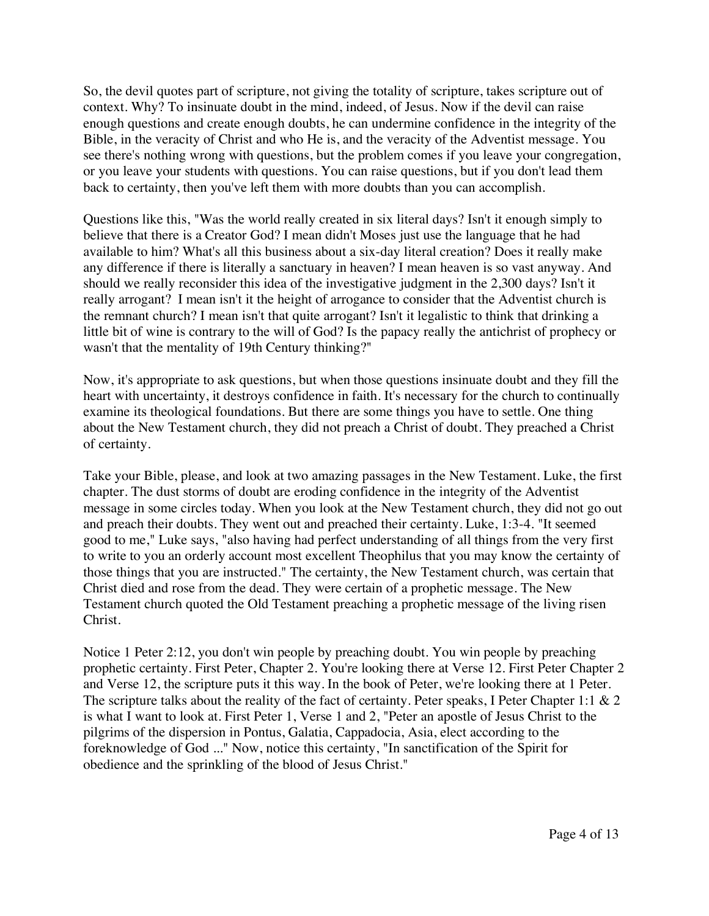So, the devil quotes part of scripture, not giving the totality of scripture, takes scripture out of context. Why? To insinuate doubt in the mind, indeed, of Jesus. Now if the devil can raise enough questions and create enough doubts, he can undermine confidence in the integrity of the Bible, in the veracity of Christ and who He is, and the veracity of the Adventist message. You see there's nothing wrong with questions, but the problem comes if you leave your congregation, or you leave your students with questions. You can raise questions, but if you don't lead them back to certainty, then you've left them with more doubts than you can accomplish.

Questions like this, "Was the world really created in six literal days? Isn't it enough simply to believe that there is a Creator God? I mean didn't Moses just use the language that he had available to him? What's all this business about a six-day literal creation? Does it really make any difference if there is literally a sanctuary in heaven? I mean heaven is so vast anyway. And should we really reconsider this idea of the investigative judgment in the 2,300 days? Isn't it really arrogant? I mean isn't it the height of arrogance to consider that the Adventist church is the remnant church? I mean isn't that quite arrogant? Isn't it legalistic to think that drinking a little bit of wine is contrary to the will of God? Is the papacy really the antichrist of prophecy or wasn't that the mentality of 19th Century thinking?"

Now, it's appropriate to ask questions, but when those questions insinuate doubt and they fill the heart with uncertainty, it destroys confidence in faith. It's necessary for the church to continually examine its theological foundations. But there are some things you have to settle. One thing about the New Testament church, they did not preach a Christ of doubt. They preached a Christ of certainty.

Take your Bible, please, and look at two amazing passages in the New Testament. Luke, the first chapter. The dust storms of doubt are eroding confidence in the integrity of the Adventist message in some circles today. When you look at the New Testament church, they did not go out and preach their doubts. They went out and preached their certainty. Luke, 1:3-4. "It seemed good to me," Luke says, "also having had perfect understanding of all things from the very first to write to you an orderly account most excellent Theophilus that you may know the certainty of those things that you are instructed." The certainty, the New Testament church, was certain that Christ died and rose from the dead. They were certain of a prophetic message. The New Testament church quoted the Old Testament preaching a prophetic message of the living risen Christ.

Notice 1 Peter 2:12, you don't win people by preaching doubt. You win people by preaching prophetic certainty. First Peter, Chapter 2. You're looking there at Verse 12. First Peter Chapter 2 and Verse 12, the scripture puts it this way. In the book of Peter, we're looking there at 1 Peter. The scripture talks about the reality of the fact of certainty. Peter speaks, I Peter Chapter 1:1 & 2 is what I want to look at. First Peter 1, Verse 1 and 2, "Peter an apostle of Jesus Christ to the pilgrims of the dispersion in Pontus, Galatia, Cappadocia, Asia, elect according to the foreknowledge of God ..." Now, notice this certainty, "In sanctification of the Spirit for obedience and the sprinkling of the blood of Jesus Christ."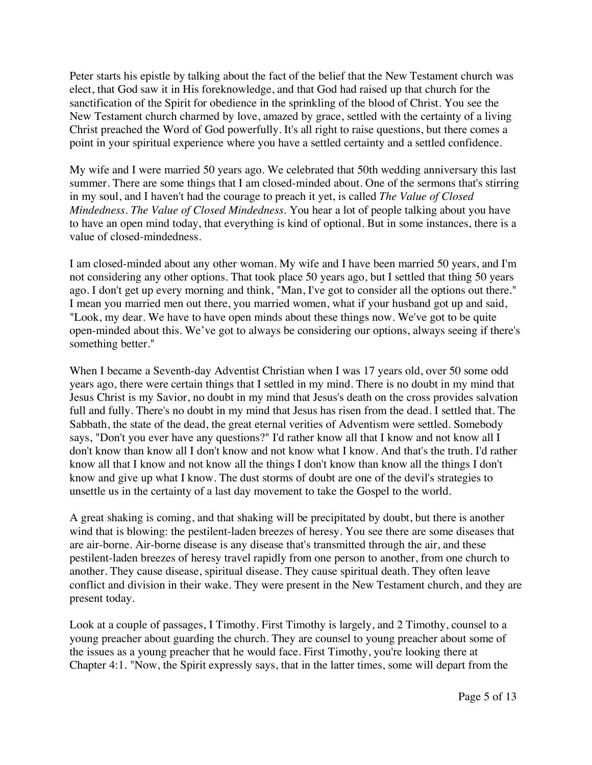Peter starts his epistle by talking about the fact of the belief that the New Testament church was elect, that God saw it in His foreknowledge, and that God had raised up that church for the sanctification of the Spirit for obedience in the sprinkling of the blood of Christ. You see the New Testament church charmed by love, amazed by grace, settled with the certainty of a living Christ preached the Word of God powerfully. It's all right to raise questions, but there comes a point in your spiritual experience where you have a settled certainty and a settled confidence.

My wife and I were married 50 years ago. We celebrated that 50th wedding anniversary this last summer. There are some things that I am closed-minded about. One of the sermons that's stirring in my soul, and I haven't had the courage to preach it yet, is called *The Value of Closed Mindedness*. *The Value of Closed Mindedness*. You hear a lot of people talking about you have to have an open mind today, that everything is kind of optional. But in some instances, there is a value of closed-mindedness.

I am closed-minded about any other woman. My wife and I have been married 50 years, and I'm not considering any other options. That took place 50 years ago, but I settled that thing 50 years ago. I don't get up every morning and think, "Man, I've got to consider all the options out there." I mean you married men out there, you married women, what if your husband got up and said, "Look, my dear. We have to have open minds about these things now. We've got to be quite open-minded about this. We’ve got to always be considering our options, always seeing if there's something better."

When I became a Seventh-day Adventist Christian when I was 17 years old, over 50 some odd years ago, there were certain things that I settled in my mind. There is no doubt in my mind that Jesus Christ is my Savior, no doubt in my mind that Jesus's death on the cross provides salvation full and fully. There's no doubt in my mind that Jesus has risen from the dead. I settled that. The Sabbath, the state of the dead, the great eternal verities of Adventism were settled. Somebody says, "Don't you ever have any questions?" I'd rather know all that I know and not know all I don't know than know all I don't know and not know what I know. And that's the truth. I'd rather know all that I know and not know all the things I don't know than know all the things I don't know and give up what I know. The dust storms of doubt are one of the devil's strategies to unsettle us in the certainty of a last day movement to take the Gospel to the world.

A great shaking is coming, and that shaking will be precipitated by doubt, but there is another wind that is blowing: the pestilent-laden breezes of heresy. You see there are some diseases that are air-borne. Air-borne disease is any disease that's transmitted through the air, and these pestilent-laden breezes of heresy travel rapidly from one person to another, from one church to another. They cause disease, spiritual disease. They cause spiritual death. They often leave conflict and division in their wake. They were present in the New Testament church, and they are present today.

Look at a couple of passages, I Timothy. First Timothy is largely, and 2 Timothy, counsel to a young preacher about guarding the church. They are counsel to young preacher about some of the issues as a young preacher that he would face. First Timothy, you're looking there at Chapter 4:1. "Now, the Spirit expressly says, that in the latter times, some will depart from the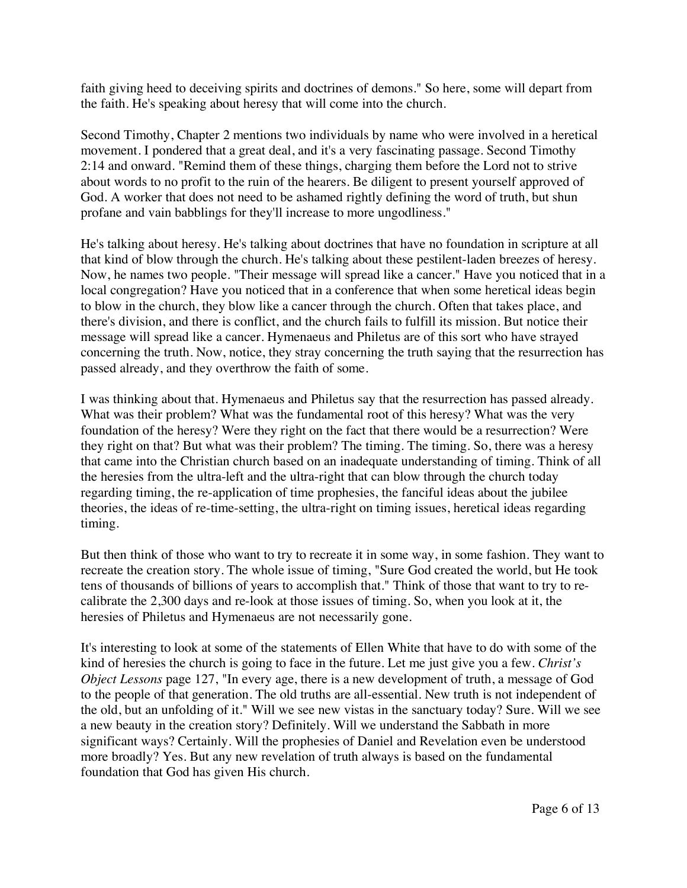faith giving heed to deceiving spirits and doctrines of demons." So here, some will depart from the faith. He's speaking about heresy that will come into the church.

Second Timothy, Chapter 2 mentions two individuals by name who were involved in a heretical movement. I pondered that a great deal, and it's a very fascinating passage. Second Timothy 2:14 and onward. "Remind them of these things, charging them before the Lord not to strive about words to no profit to the ruin of the hearers. Be diligent to present yourself approved of God. A worker that does not need to be ashamed rightly defining the word of truth, but shun profane and vain babblings for they'll increase to more ungodliness."

He's talking about heresy. He's talking about doctrines that have no foundation in scripture at all that kind of blow through the church. He's talking about these pestilent-laden breezes of heresy. Now, he names two people. "Their message will spread like a cancer." Have you noticed that in a local congregation? Have you noticed that in a conference that when some heretical ideas begin to blow in the church, they blow like a cancer through the church. Often that takes place, and there's division, and there is conflict, and the church fails to fulfill its mission. But notice their message will spread like a cancer. Hymenaeus and Philetus are of this sort who have strayed concerning the truth. Now, notice, they stray concerning the truth saying that the resurrection has passed already, and they overthrow the faith of some.

I was thinking about that. Hymenaeus and Philetus say that the resurrection has passed already. What was their problem? What was the fundamental root of this heresy? What was the very foundation of the heresy? Were they right on the fact that there would be a resurrection? Were they right on that? But what was their problem? The timing. The timing. So, there was a heresy that came into the Christian church based on an inadequate understanding of timing. Think of all the heresies from the ultra-left and the ultra-right that can blow through the church today regarding timing, the re-application of time prophesies, the fanciful ideas about the jubilee theories, the ideas of re-time-setting, the ultra-right on timing issues, heretical ideas regarding timing.

But then think of those who want to try to recreate it in some way, in some fashion. They want to recreate the creation story. The whole issue of timing, "Sure God created the world, but He took tens of thousands of billions of years to accomplish that." Think of those that want to try to re-calibrate the 2,300 days and re-look at those issues of timing. So, when you look at it, the heresies of Philetus and Hymenaeus are not necessarily gone.

It's interesting to look at some of the statements of Ellen White that have to do with some of the kind of heresies the church is going to face in the future. Let me just give you a few. *Christ's Object Lessons* page 127, "In every age, there is a new development of truth, a message of God to the people of that generation. The old truths are all-essential. New truth is not independent of the old, but an unfolding of it." Will we see new vistas in the sanctuary today? Sure. Will we see a new beauty in the creation story? Definitely. Will we understand the Sabbath in more significant ways? Certainly. Will the prophesies of Daniel and Revelation even be understood more broadly? Yes. But any new revelation of truth always is based on the fundamental foundation that God has given His church.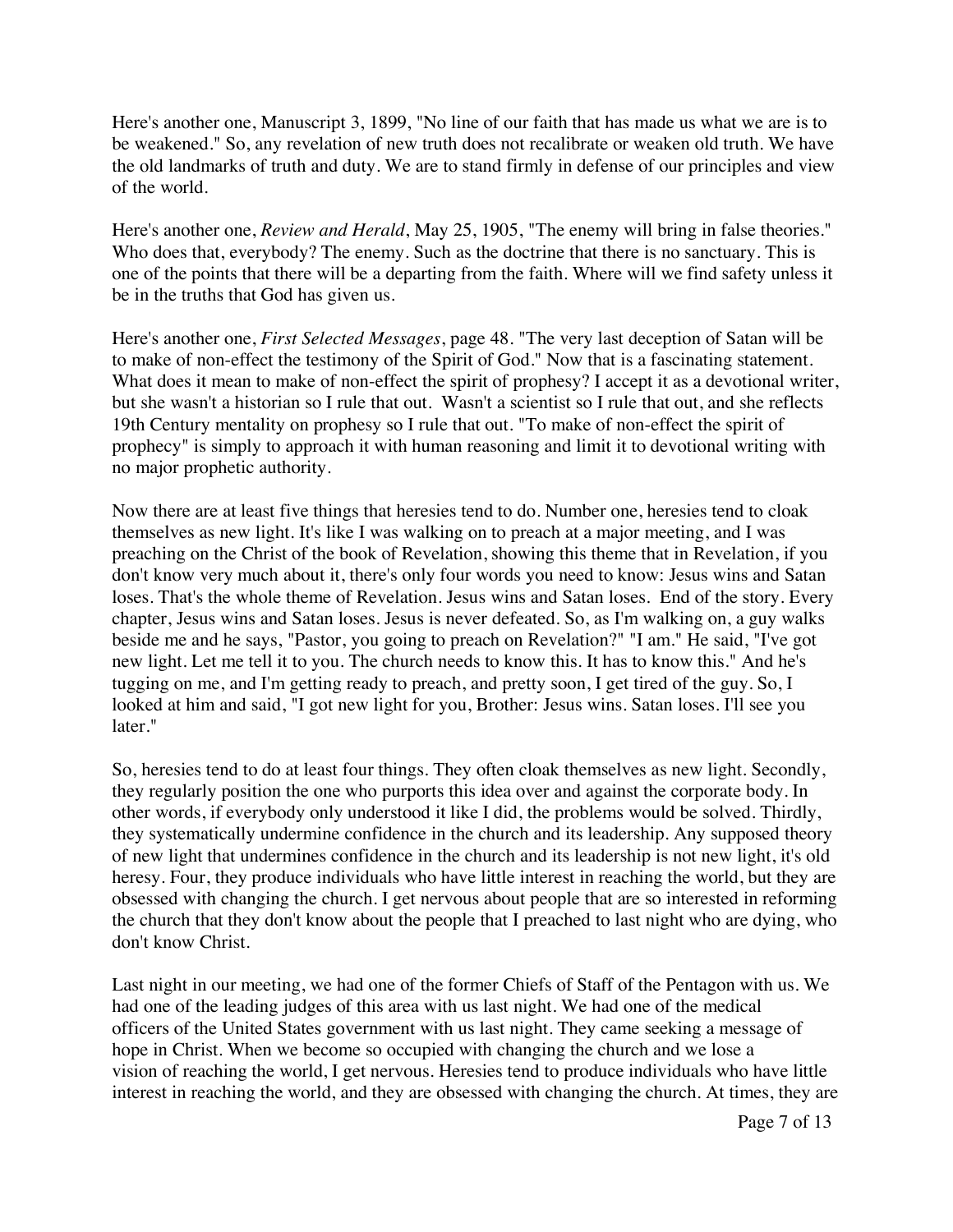Here's another one, Manuscript 3, 1899, "No line of our faith that has made us what we are is to be weakened." So, any revelation of new truth does not recalibrate or weaken old truth. We have the old landmarks of truth and duty. We are to stand firmly in defense of our principles and view of the world.

Here's another one, *Review and Herald*, May 25, 1905, "The enemy will bring in false theories." Who does that, everybody? The enemy. Such as the doctrine that there is no sanctuary. This is one of the points that there will be a departing from the faith. Where will we find safety unless it be in the truths that God has given us.

Here's another one, *First Selected Messages*, page 48. "The very last deception of Satan will be to make of non-effect the testimony of the Spirit of God." Now that is a fascinating statement. What does it mean to make of non-effect the spirit of prophesy? I accept it as a devotional writer, but she wasn't a historian so I rule that out. Wasn't a scientist so I rule that out, and she reflects 19th Century mentality on prophesy so I rule that out. "To make of non-effect the spirit of prophecy" is simply to approach it with human reasoning and limit it to devotional writing with no major prophetic authority.

Now there are at least five things that heresies tend to do. Number one, heresies tend to cloak themselves as new light. It's like I was walking on to preach at a major meeting, and I was preaching on the Christ of the book of Revelation, showing this theme that in Revelation, if you don't know very much about it, there's only four words you need to know: Jesus wins and Satan loses. That's the whole theme of Revelation. Jesus wins and Satan loses. End of the story. Every chapter, Jesus wins and Satan loses. Jesus is never defeated. So, as I'm walking on, a guy walks beside me and he says, "Pastor, you going to preach on Revelation?" "I am." He said, "I've got new light. Let me tell it to you. The church needs to know this. It has to know this." And he's tugging on me, and I'm getting ready to preach, and pretty soon, I get tired of the guy. So, I looked at him and said, "I got new light for you, Brother: Jesus wins. Satan loses. I'll see you later."

So, heresies tend to do at least four things. They often cloak themselves as new light. Secondly, they regularly position the one who purports this idea over and against the corporate body. In other words, if everybody only understood it like I did, the problems would be solved. Thirdly, they systematically undermine confidence in the church and its leadership. Any supposed theory of new light that undermines confidence in the church and its leadership is not new light, it's old heresy. Four, they produce individuals who have little interest in reaching the world, but they are obsessed with changing the church. I get nervous about people that are so interested in reforming the church that they don't know about the people that I preached to last night who are dying, who don't know Christ.

Last night in our meeting, we had one of the former Chiefs of Staff of the Pentagon with us. We had one of the leading judges of this area with us last night. We had one of the medical officers of the United States government with us last night. They came seeking a message of hope in Christ. When we become so occupied with changing the church and we lose a vision of reaching the world, I get nervous. Heresies tend to produce individuals who have little interest in reaching the world, and they are obsessed with changing the church. At times, they are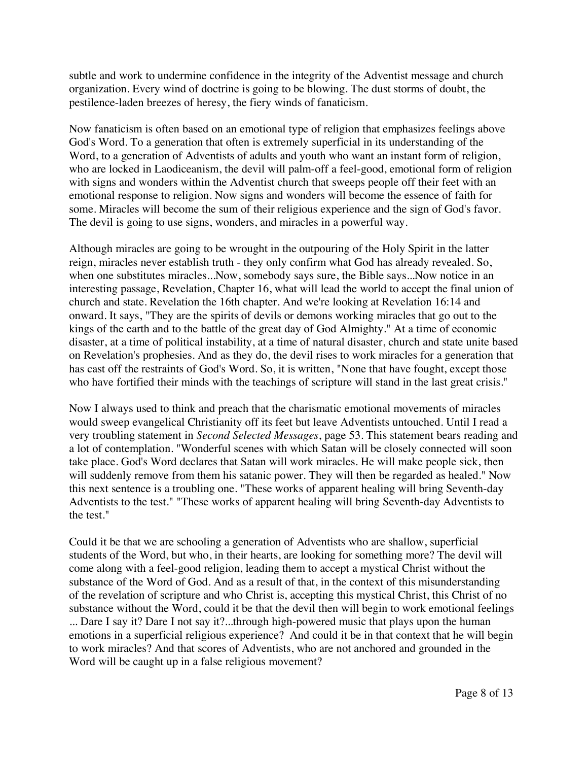subtle and work to undermine confidence in the integrity of the Adventist message and church organization. Every wind of doctrine is going to be blowing. The dust storms of doubt, the pestilence-laden breezes of heresy, the fiery winds of fanaticism.

Now fanaticism is often based on an emotional type of religion that emphasizes feelings above God's Word. To a generation that often is extremely superficial in its understanding of the Word, to a generation of Adventists of adults and youth who want an instant form of religion, who are locked in Laodiceanism, the devil will palm-off a feel-good, emotional form of religion with signs and wonders within the Adventist church that sweeps people off their feet with an emotional response to religion. Now signs and wonders will become the essence of faith for some. Miracles will become the sum of their religious experience and the sign of God's favor. The devil is going to use signs, wonders, and miracles in a powerful way.

Although miracles are going to be wrought in the outpouring of the Holy Spirit in the latter reign, miracles never establish truth - they only confirm what God has already revealed. So, when one substitutes miracles...Now, somebody says sure, the Bible says...Now notice in an interesting passage, Revelation, Chapter 16, what will lead the world to accept the final union of church and state. Revelation the 16th chapter. And we're looking at Revelation 16:14 and onward. It says, "They are the spirits of devils or demons working miracles that go out to the kings of the earth and to the battle of the great day of God Almighty." At a time of economic disaster, at a time of political instability, at a time of natural disaster, church and state unite based on Revelation's prophesies. And as they do, the devil rises to work miracles for a generation that has cast off the restraints of God's Word. So, it is written, "None that have fought, except those who have fortified their minds with the teachings of scripture will stand in the last great crisis."

Now I always used to think and preach that the charismatic emotional movements of miracles would sweep evangelical Christianity off its feet but leave Adventists untouched. Until I read a very troubling statement in *Second Selected Messages*, page 53. This statement bears reading and a lot of contemplation. "Wonderful scenes with which Satan will be closely connected will soon take place. God's Word declares that Satan will work miracles. He will make people sick, then will suddenly remove from them his satanic power. They will then be regarded as healed." Now this next sentence is a troubling one. "These works of apparent healing will bring Seventh-day Adventists to the test." "These works of apparent healing will bring Seventh-day Adventists to the test."

Could it be that we are schooling a generation of Adventists who are shallow, superficial students of the Word, but who, in their hearts, are looking for something more? The devil will come along with a feel-good religion, leading them to accept a mystical Christ without the substance of the Word of God. And as a result of that, in the context of this misunderstanding of the revelation of scripture and who Christ is, accepting this mystical Christ, this Christ of no substance without the Word, could it be that the devil then will begin to work emotional feelings ... Dare I say it? Dare I not say it?...through high-powered music that plays upon the human emotions in a superficial religious experience? And could it be in that context that he will begin to work miracles? And that scores of Adventists, who are not anchored and grounded in the Word will be caught up in a false religious movement?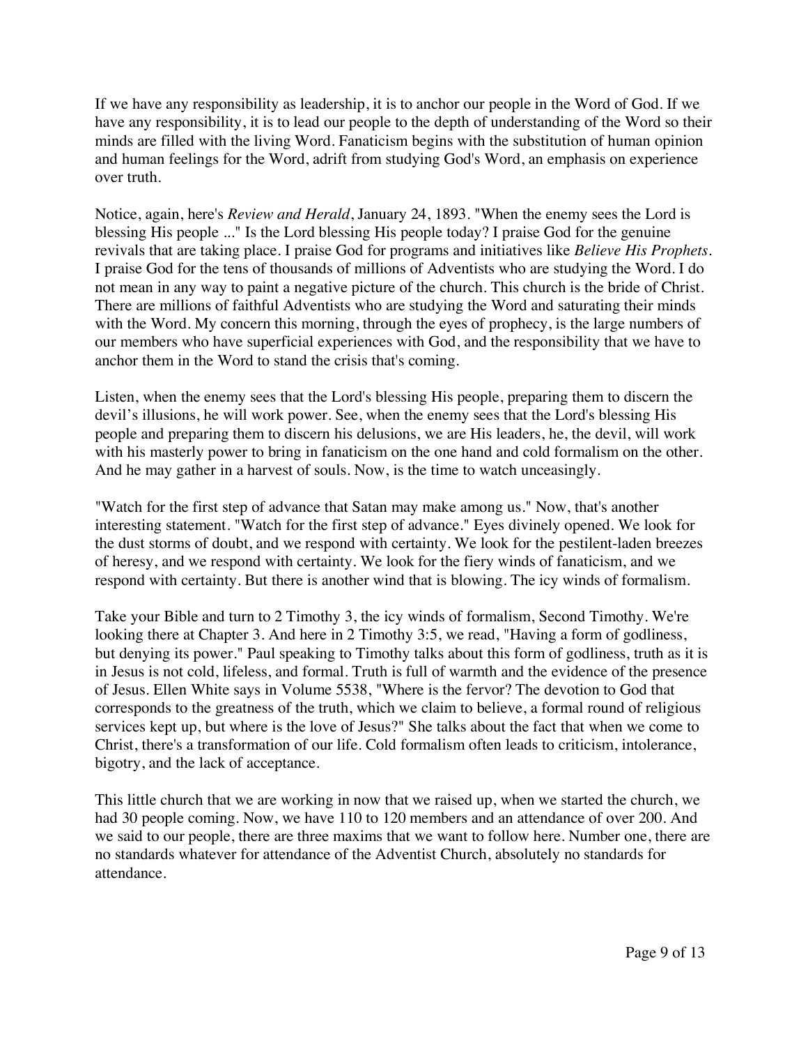If we have any responsibility as leadership, it is to anchor our people in the Word of God. If we have any responsibility, it is to lead our people to the depth of understanding of the Word so their minds are filled with the living Word. Fanaticism begins with the substitution of human opinion and human feelings for the Word, adrift from studying God's Word, an emphasis on experience over truth.

Notice, again, here's *Review and Herald*, January 24, 1893. "When the enemy sees the Lord is blessing His people ..." Is the Lord blessing His people today? I praise God for the genuine revivals that are taking place. I praise God for programs and initiatives like *Believe His Prophets*. I praise God for the tens of thousands of millions of Adventists who are studying the Word. I do not mean in any way to paint a negative picture of the church. This church is the bride of Christ. There are millions of faithful Adventists who are studying the Word and saturating their minds with the Word. My concern this morning, through the eyes of prophecy, is the large numbers of our members who have superficial experiences with God, and the responsibility that we have to anchor them in the Word to stand the crisis that's coming.

Listen, when the enemy sees that the Lord's blessing His people, preparing them to discern the devil's illusions, he will work power. See, when the enemy sees that the Lord's blessing His people and preparing them to discern his delusions, we are His leaders, he, the devil, will work with his masterly power to bring in fanaticism on the one hand and cold formalism on the other. And he may gather in a harvest of souls. Now, is the time to watch unceasingly.

"Watch for the first step of advance that Satan may make among us." Now, that's another interesting statement. "Watch for the first step of advance." Eyes divinely opened. We look for the dust storms of doubt, and we respond with certainty. We look for the pestilent-laden breezes of heresy, and we respond with certainty. We look for the fiery winds of fanaticism, and we respond with certainty. But there is another wind that is blowing. The icy winds of formalism.

Take your Bible and turn to 2 Timothy 3, the icy winds of formalism, Second Timothy. We're looking there at Chapter 3. And here in 2 Timothy 3:5, we read, "Having a form of godliness, but denying its power." Paul speaking to Timothy talks about this form of godliness, truth as it is in Jesus is not cold, lifeless, and formal. Truth is full of warmth and the evidence of the presence of Jesus. Ellen White says in Volume 5538, "Where is the fervor? The devotion to God that corresponds to the greatness of the truth, which we claim to believe, a formal round of religious services kept up, but where is the love of Jesus?" She talks about the fact that when we come to Christ, there's a transformation of our life. Cold formalism often leads to criticism, intolerance, bigotry, and the lack of acceptance.

This little church that we are working in now that we raised up, when we started the church, we had 30 people coming. Now, we have 110 to 120 members and an attendance of over 200. And we said to our people, there are three maxims that we want to follow here. Number one, there are no standards whatever for attendance of the Adventist Church, absolutely no standards for attendance.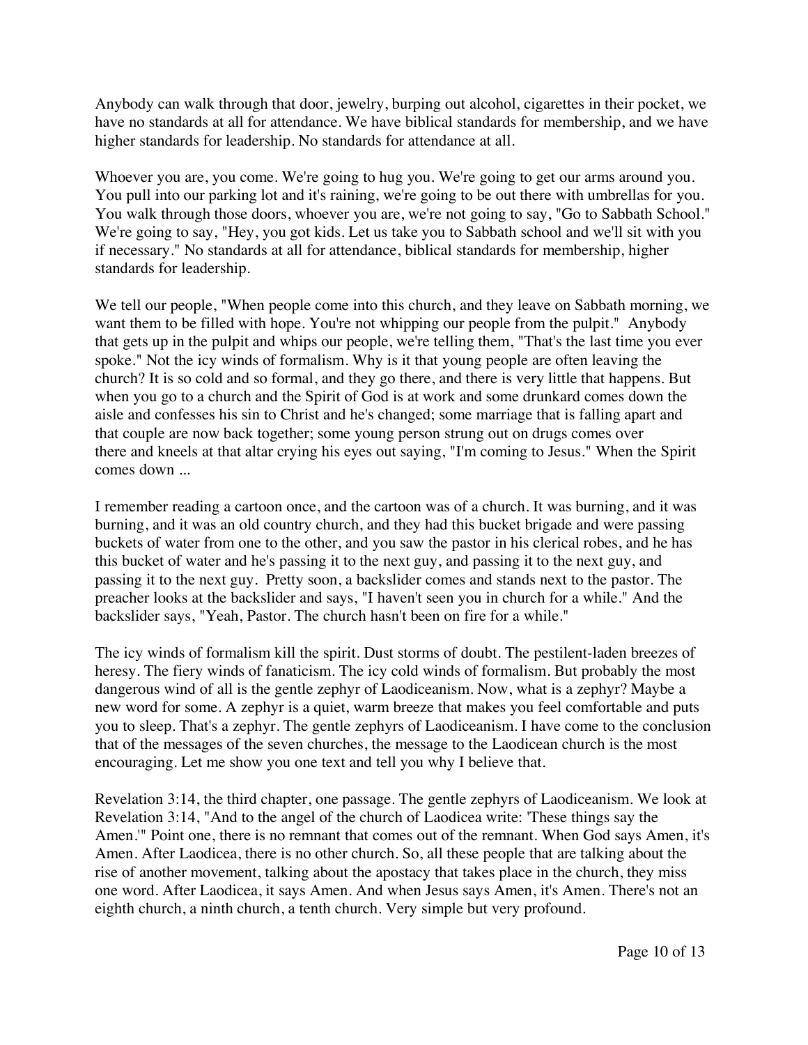Anybody can walk through that door, jewelry, burping out alcohol, cigarettes in their pocket, we have no standards at all for attendance. We have biblical standards for membership, and we have higher standards for leadership. No standards for attendance at all.

Whoever you are, you come. We're going to hug you. We're going to get our arms around you. You pull into our parking lot and it's raining, we're going to be out there with umbrellas for you. You walk through those doors, whoever you are, we're not going to say, "Go to Sabbath School." We're going to say, "Hey, you got kids. Let us take you to Sabbath school and we'll sit with you if necessary." No standards at all for attendance, biblical standards for membership, higher standards for leadership.

We tell our people, "When people come into this church, and they leave on Sabbath morning, we want them to be filled with hope. You're not whipping our people from the pulpit." Anybody that gets up in the pulpit and whips our people, we're telling them, "That's the last time you ever spoke." Not the icy winds of formalism. Why is it that young people are often leaving the church? It is so cold and so formal, and they go there, and there is very little that happens. But when you go to a church and the Spirit of God is at work and some drunkard comes down the aisle and confesses his sin to Christ and he's changed; some marriage that is falling apart and that couple are now back together; some young person strung out on drugs comes over there and kneels at that altar crying his eyes out saying, "I'm coming to Jesus." When the Spirit comes down ...

I remember reading a cartoon once, and the cartoon was of a church. It was burning, and it was burning, and it was an old country church, and they had this bucket brigade and were passing buckets of water from one to the other, and you saw the pastor in his clerical robes, and he has this bucket of water and he's passing it to the next guy, and passing it to the next guy, and passing it to the next guy. Pretty soon, a backslider comes and stands next to the pastor. The preacher looks at the backslider and says, "I haven't seen you in church for a while." And the backslider says, "Yeah, Pastor. The church hasn't been on fire for a while."

The icy winds of formalism kill the spirit. Dust storms of doubt. The pestilent-laden breezes of heresy. The fiery winds of fanaticism. The icy cold winds of formalism. But probably the most dangerous wind of all is the gentle zephyr of Laodiceanism. Now, what is a zephyr? Maybe a new word for some. A zephyr is a quiet, warm breeze that makes you feel comfortable and puts you to sleep. That's a zephyr. The gentle zephyrs of Laodiceanism. I have come to the conclusion that of the messages of the seven churches, the message to the Laodicean church is the most encouraging. Let me show you one text and tell you why I believe that.

Revelation 3:14, the third chapter, one passage. The gentle zephyrs of Laodiceanism. We look at Revelation 3:14, "And to the angel of the church of Laodicea write: 'These things say the Amen.'" Point one, there is no remnant that comes out of the remnant. When God says Amen, it's Amen. After Laodicea, there is no other church. So, all these people that are talking about the rise of another movement, talking about the apostacy that takes place in the church, they miss one word. After Laodicea, it says Amen. And when Jesus says Amen, it's Amen. There's not an eighth church, a ninth church, a tenth church. Very simple but very profound.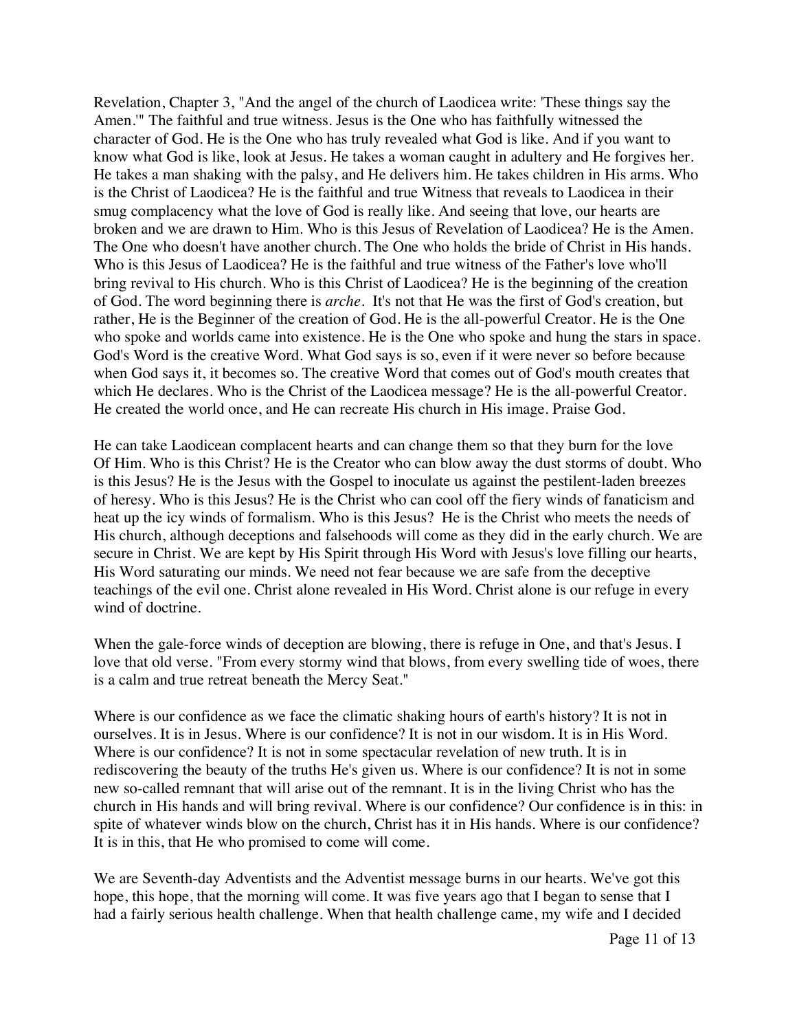Revelation, Chapter 3, "And the angel of the church of Laodicea write: 'These things say the Amen.'" The faithful and true witness. Jesus is the One who has faithfully witnessed the character of God. He is the One who has truly revealed what God is like. And if you want to know what God is like, look at Jesus. He takes a woman caught in adultery and He forgives her. He takes a man shaking with the palsy, and He delivers him. He takes children in His arms. Who is the Christ of Laodicea? He is the faithful and true Witness that reveals to Laodicea in their smug complacency what the love of God is really like. And seeing that love, our hearts are broken and we are drawn to Him. Who is this Jesus of Revelation of Laodicea? He is the Amen. The One who doesn't have another church. The One who holds the bride of Christ in His hands. Who is this Jesus of Laodicea? He is the faithful and true witness of the Father's love who'll bring revival to His church. Who is this Christ of Laodicea? He is the beginning of the creation of God. The word beginning there is *arche*. It's not that He was the first of God's creation, but rather, He is the Beginner of the creation of God. He is the all-powerful Creator. He is the One who spoke and worlds came into existence. He is the One who spoke and hung the stars in space. God's Word is the creative Word. What God says is so, even if it were never so before because when God says it, it becomes so. The creative Word that comes out of God's mouth creates that which He declares. Who is the Christ of the Laodicea message? He is the all-powerful Creator. He created the world once, and He can recreate His church in His image. Praise God.

He can take Laodicean complacent hearts and can change them so that they burn for the love Of Him. Who is this Christ? He is the Creator who can blow away the dust storms of doubt. Who is this Jesus? He is the Jesus with the Gospel to inoculate us against the pestilent-laden breezes of heresy. Who is this Jesus? He is the Christ who can cool off the fiery winds of fanaticism and heat up the icy winds of formalism. Who is this Jesus? He is the Christ who meets the needs of His church, although deceptions and falsehoods will come as they did in the early church. We are secure in Christ. We are kept by His Spirit through His Word with Jesus's love filling our hearts, His Word saturating our minds. We need not fear because we are safe from the deceptive teachings of the evil one. Christ alone revealed in His Word. Christ alone is our refuge in every wind of doctrine.

When the gale-force winds of deception are blowing, there is refuge in One, and that's Jesus. I love that old verse. "From every stormy wind that blows, from every swelling tide of woes, there is a calm and true retreat beneath the Mercy Seat."

Where is our confidence as we face the climatic shaking hours of earth's history? It is not in ourselves. It is in Jesus. Where is our confidence? It is not in our wisdom. It is in His Word. Where is our confidence? It is not in some spectacular revelation of new truth. It is in rediscovering the beauty of the truths He's given us. Where is our confidence? It is not in some new so-called remnant that will arise out of the remnant. It is in the living Christ who has the church in His hands and will bring revival. Where is our confidence? Our confidence is in this: in spite of whatever winds blow on the church, Christ has it in His hands. Where is our confidence? It is in this, that He who promised to come will come.

We are Seventh-day Adventists and the Adventist message burns in our hearts. We've got this hope, this hope, that the morning will come. It was five years ago that I began to sense that I had a fairly serious health challenge. When that health challenge came, my wife and I decided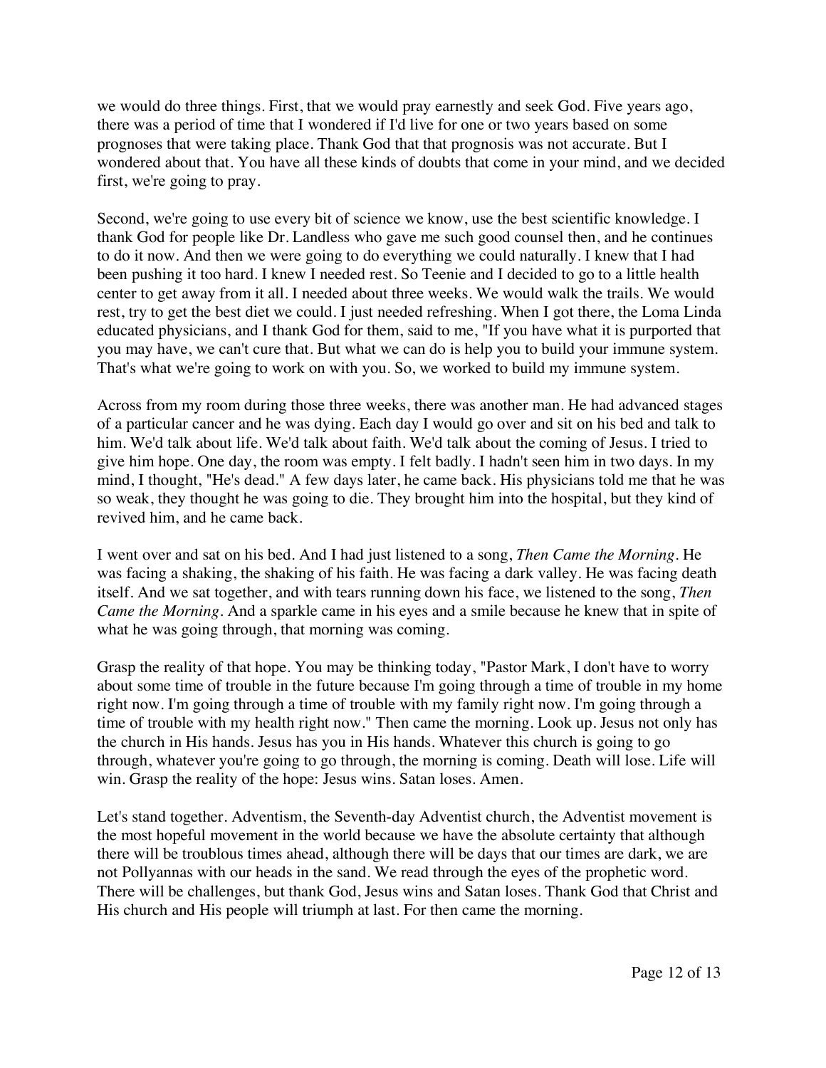we would do three things. First, that we would pray earnestly and seek God. Five years ago, there was a period of time that I wondered if I'd live for one or two years based on some prognoses that were taking place. Thank God that that prognosis was not accurate. But I wondered about that. You have all these kinds of doubts that come in your mind, and we decided first, we're going to pray.

Second, we're going to use every bit of science we know, use the best scientific knowledge. I thank God for people like Dr. Landless who gave me such good counsel then, and he continues to do it now. And then we were going to do everything we could naturally. I knew that I had been pushing it too hard. I knew I needed rest. So Teenie and I decided to go to a little health center to get away from it all. I needed about three weeks. We would walk the trails. We would rest, try to get the best diet we could. I just needed refreshing. When I got there, the Loma Linda educated physicians, and I thank God for them, said to me, "If you have what it is purported that you may have, we can't cure that. But what we can do is help you to build your immune system. That's what we're going to work on with you. So, we worked to build my immune system.

Across from my room during those three weeks, there was another man. He had advanced stages of a particular cancer and he was dying. Each day I would go over and sit on his bed and talk to him. We'd talk about life. We'd talk about faith. We'd talk about the coming of Jesus. I tried to give him hope. One day, the room was empty. I felt badly. I hadn't seen him in two days. In my mind, I thought, "He's dead." A few days later, he came back. His physicians told me that he was so weak, they thought he was going to die. They brought him into the hospital, but they kind of revived him, and he came back.

I went over and sat on his bed. And I had just listened to a song, *Then Came the Morning*. He was facing a shaking, the shaking of his faith. He was facing a dark valley. He was facing death itself. And we sat together, and with tears running down his face, we listened to the song, *Then Came the Morning*. And a sparkle came in his eyes and a smile because he knew that in spite of what he was going through, that morning was coming.

Grasp the reality of that hope. You may be thinking today, "Pastor Mark, I don't have to worry about some time of trouble in the future because I'm going through a time of trouble in my home right now. I'm going through a time of trouble with my family right now. I'm going through a time of trouble with my health right now." Then came the morning. Look up. Jesus not only has the church in His hands. Jesus has you in His hands. Whatever this church is going to go through, whatever you're going to go through, the morning is coming. Death will lose. Life will win. Grasp the reality of the hope: Jesus wins. Satan loses. Amen.

Let's stand together. Adventism, the Seventh-day Adventist church, the Adventist movement is the most hopeful movement in the world because we have the absolute certainty that although there will be troublous times ahead, although there will be days that our times are dark, we are not Pollyannas with our heads in the sand. We read through the eyes of the prophetic word. There will be challenges, but thank God, Jesus wins and Satan loses. Thank God that Christ and His church and His people will triumph at last. For then came the morning.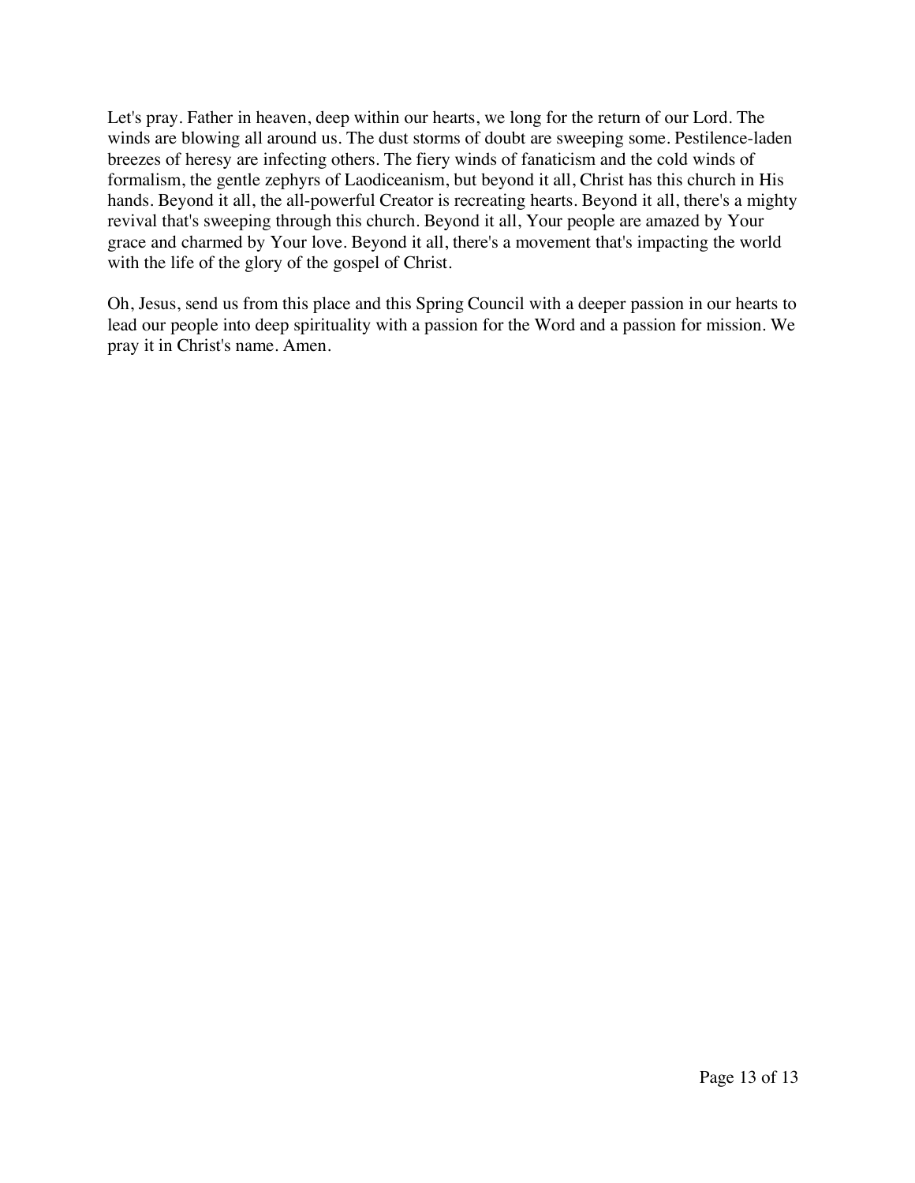Let's pray. Father in heaven, deep within our hearts, we long for the return of our Lord. The winds are blowing all around us. The dust storms of doubt are sweeping some. Pestilence-laden breezes of heresy are infecting others. The fiery winds of fanaticism and the cold winds of formalism, the gentle zephyrs of Laodiceanism, but beyond it all, Christ has this church in His hands. Beyond it all, the all-powerful Creator is recreating hearts. Beyond it all, there's a mighty revival that's sweeping through this church. Beyond it all, Your people are amazed by Your grace and charmed by Your love. Beyond it all, there's a movement that's impacting the world with the life of the glory of the gospel of Christ.

Oh, Jesus, send us from this place and this Spring Council with a deeper passion in our hearts to lead our people into deep spirituality with a passion for the Word and a passion for mission. We pray it in Christ's name. Amen.